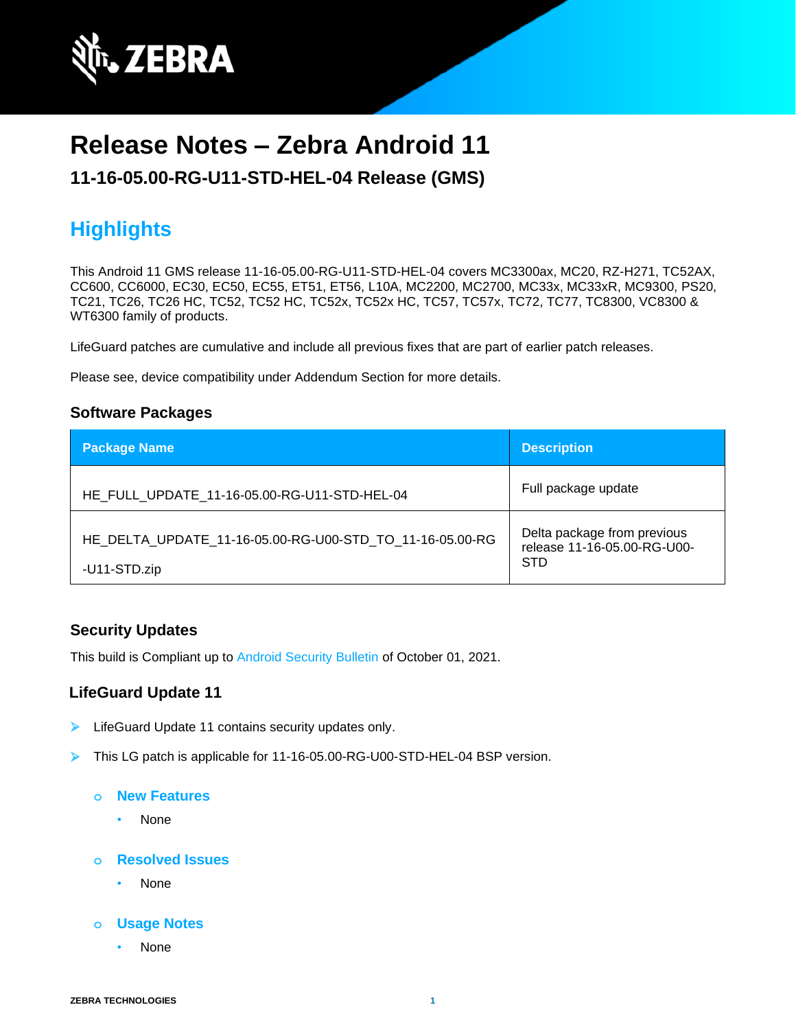# Release Notes – Zebra Android 11

## 11-16-05.00-RG-U11-STD-HEL-04 Release (GMS)

## Highlights

This Android 11 GMS release 11-16-05.00-RG-U11-STD-HEL-04 covers MC3300ax, MC20, RZ-H271, TC52AX, CC600, CC6000, EC30, EC50, EC55, ET51, ET56, L10A, MC2200, MC2700, MC33x, MC33xR, MC9300, PS20, TC21, TC26, TC26 HC, TC52, TC52 HC, TC52x, TC52x HC, TC57, TC57x, TC72, TC77, TC8300, VC8300 & WT6300 family of products.

LifeGuard patches are cumulative and include all previous fixes that are part of earlier patch releases.

Please see, device compatibility under Addendum Section for more details.

### Software Packages

| Package Name | Description |
| --- | --- |
| HE_FULL_UPDATE_11-16-05.00-RG-U11-STD-HEL-04 | Full package update |
| HE_DELTA_UPDATE_11-16-05.00-RG-U00-STD_TO_11-16-05.00-RG-U11-STD.zip | Delta package from previous release 11-16-05.00-RG-U00-STD |

### Security Updates

This build is Compliant up to Android Security Bulletin of October 01, 2021.

### LifeGuard Update 11

- LifeGuard Update 11 contains security updates only.
- This LG patch is applicable for 11-16-05.00-RG-U00-STD-HEL-04 BSP version.
  - **New Features**
    - None
  - **Resolved Issues**
    - None
  - **Usage Notes**
    - None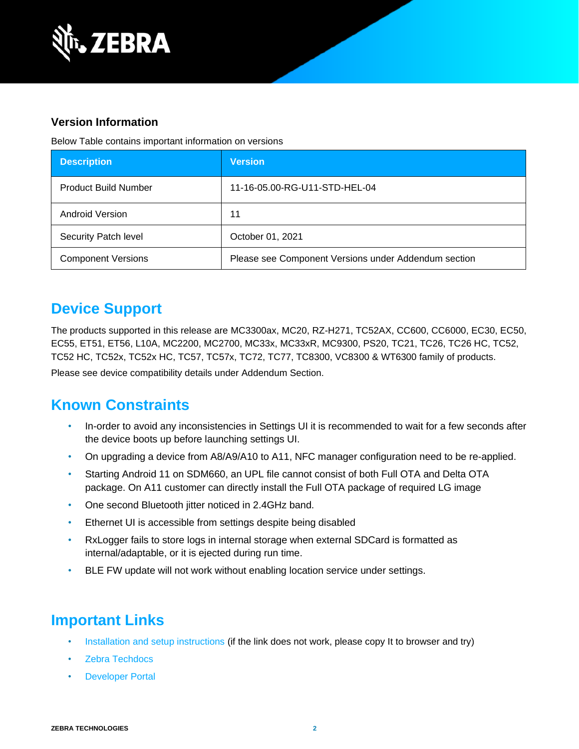### Version Information

Below Table contains important information on versions

| Description | Version |
| --- | --- |
| Product Build Number | 11-16-05.00-RG-U11-STD-HEL-04 |
| Android Version | 11 |
| Security Patch level | October 01, 2021 |
| Component Versions | Please see Component Versions under Addendum section |

## Device Support

The products supported in this release are MC3300ax, MC20, RZ-H271, TC52AX, CC600, CC6000, EC30, EC50, EC55, ET51, ET56, L10A, MC2200, MC2700, MC33x, MC33xR, MC9300, PS20, TC21, TC26, TC26 HC, TC52, TC52 HC, TC52x, TC52x HC, TC57, TC57x, TC72, TC77, TC8300, VC8300 & WT6300 family of products.

Please see device compatibility details under Addendum Section.

## Known Constraints

- In-order to avoid any inconsistencies in Settings UI it is recommended to wait for a few seconds after the device boots up before launching settings UI.
- On upgrading a device from A8/A9/A10 to A11, NFC manager configuration need to be re-applied.
- Starting Android 11 on SDM660, an UPL file cannot consist of both Full OTA and Delta OTA package. On A11 customer can directly install the Full OTA package of required LG image
- One second Bluetooth jitter noticed in 2.4GHz band.
- Ethernet UI is accessible from settings despite being disabled
- RxLogger fails to store logs in internal storage when external SDCard is formatted as internal/adaptable, or it is ejected during run time.
- BLE FW update will not work without enabling location service under settings.

## Important Links

- Installation and setup instructions (if the link does not work, please copy It to browser and try)
- Zebra Techdocs
- Developer Portal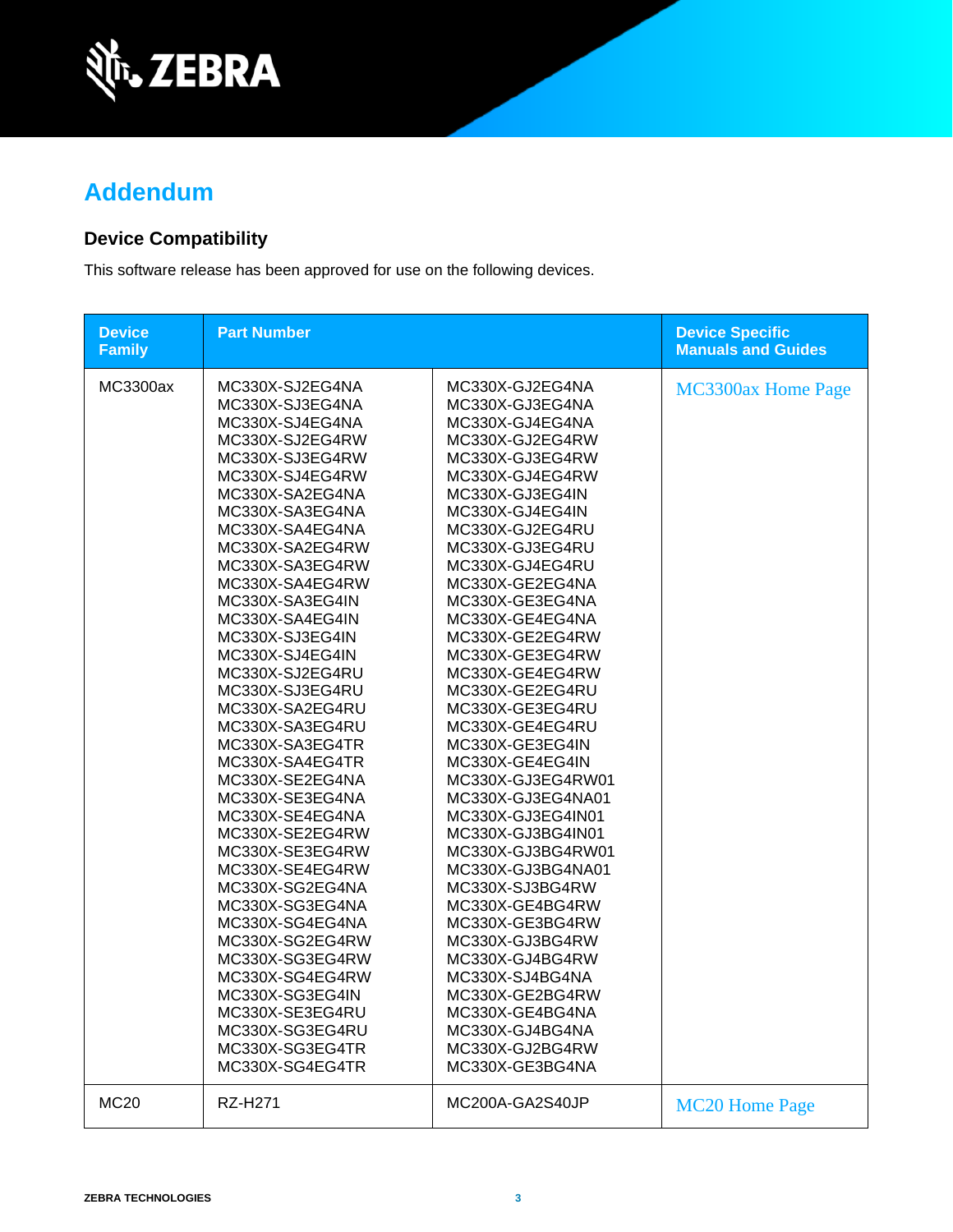# Addendum

## Device Compatibility

This software release has been approved for use on the following devices.

| Device Family | Part Number | | Device Specific Manuals and Guides |
|---|---|---|---|
| MC3300ax | MC330X-SJ2EG4NA<br>MC330X-SJ3EG4NA<br>MC330X-SJ4EG4NA<br>MC330X-SJ2EG4RW<br>MC330X-SJ3EG4RW<br>MC330X-SJ4EG4RW<br>MC330X-SA2EG4NA<br>MC330X-SA3EG4NA<br>MC330X-SA4EG4NA<br>MC330X-SA2EG4RW<br>MC330X-SA3EG4RW<br>MC330X-SA4EG4RW<br>MC330X-SA3EG4IN<br>MC330X-SA4EG4IN<br>MC330X-SJ3EG4IN<br>MC330X-SJ4EG4IN<br>MC330X-SJ2EG4RU<br>MC330X-SJ3EG4RU<br>MC330X-SA2EG4RU<br>MC330X-SA3EG4RU<br>MC330X-SA3EG4TR<br>MC330X-SA4EG4TR<br>MC330X-SE2EG4NA<br>MC330X-SE3EG4NA<br>MC330X-SE4EG4NA<br>MC330X-SE2EG4RW<br>MC330X-SE3EG4RW<br>MC330X-SE4EG4RW<br>MC330X-SG2EG4NA<br>MC330X-SG3EG4NA<br>MC330X-SG4EG4NA<br>MC330X-SG2EG4RW<br>MC330X-SG3EG4RW<br>MC330X-SG4EG4RW<br>MC330X-SG3EG4IN<br>MC330X-SE3EG4RU<br>MC330X-SG3EG4RU<br>MC330X-SG3EG4TR<br>MC330X-SG4EG4TR | MC330X-GJ2EG4NA<br>MC330X-GJ3EG4NA<br>MC330X-GJ4EG4NA<br>MC330X-GJ2EG4RW<br>MC330X-GJ3EG4RW<br>MC330X-GJ4EG4RW<br>MC330X-GJ3EG4IN<br>MC330X-GJ4EG4IN<br>MC330X-GJ2EG4RU<br>MC330X-GJ3EG4RU<br>MC330X-GJ4EG4RU<br>MC330X-GE2EG4NA<br>MC330X-GE3EG4NA<br>MC330X-GE4EG4NA<br>MC330X-GE2EG4RW<br>MC330X-GE3EG4RW<br>MC330X-GE4EG4RW<br>MC330X-GE2EG4RU<br>MC330X-GE3EG4RU<br>MC330X-GE4EG4RU<br>MC330X-GE3EG4IN<br>MC330X-GE4EG4IN<br>MC330X-GJ3EG4RW01<br>MC330X-GJ3EG4NA01<br>MC330X-GJ3EG4IN01<br>MC330X-GJ3BG4IN01<br>MC330X-GJ3BG4RW01<br>MC330X-GJ3BG4NA01<br>MC330X-SJ3BG4RW<br>MC330X-GE4BG4RW<br>MC330X-GE3BG4RW<br>MC330X-GJ3BG4RW<br>MC330X-GJ4BG4RW<br>MC330X-SJ4BG4NA<br>MC330X-GE2BG4RW<br>MC330X-GE4BG4NA<br>MC330X-GJ4BG4NA<br>MC330X-GJ2BG4RW<br>MC330X-GE3BG4NA | MC3300ax Home Page |
| MC20 | RZ-H271 | MC200A-GA2S40JP | MC20 Home Page |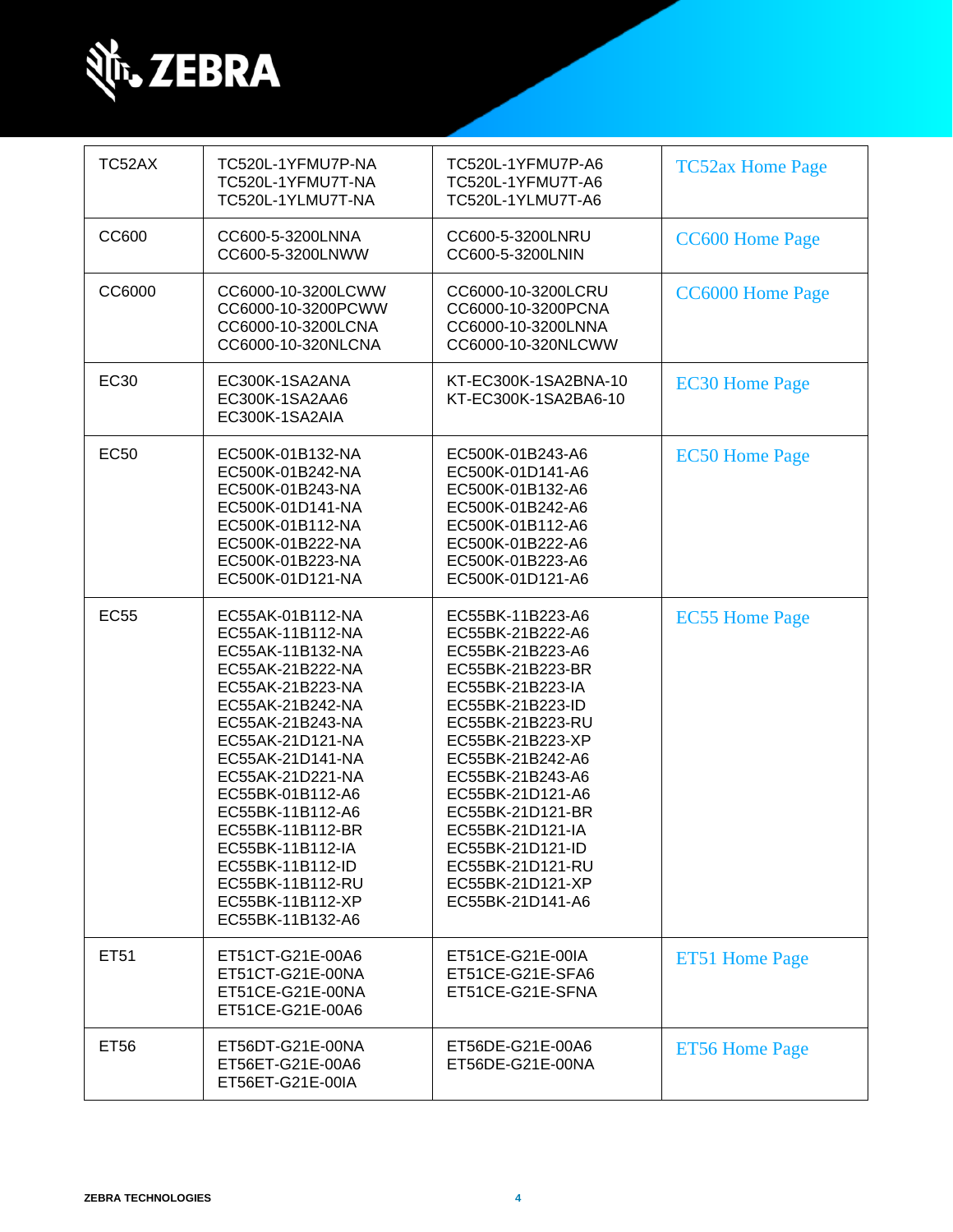| TC52AX | TC520L-1YFMU7P-NA<br>TC520L-1YFMU7T-NA<br>TC520L-1YLMU7T-NA | TC520L-1YFMU7P-A6<br>TC520L-1YFMU7T-A6<br>TC520L-1YLMU7T-A6 | TC52ax Home Page |
|---|---|---|---|
| CC600 | CC600-5-3200LNNA<br>CC600-5-3200LNWW | CC600-5-3200LNRU<br>CC600-5-3200LNIN | CC600 Home Page |
| CC6000 | CC6000-10-3200LCWW<br>CC6000-10-3200PCWW<br>CC6000-10-3200LCNA<br>CC6000-10-320NLCNA | CC6000-10-3200LCRU<br>CC6000-10-3200PCNA<br>CC6000-10-3200LNNA<br>CC6000-10-320NLCWW | CC6000 Home Page |
| EC30 | EC300K-1SA2ANA<br>EC300K-1SA2AA6<br>EC300K-1SA2AIA | KT-EC300K-1SA2BNA-10<br>KT-EC300K-1SA2BA6-10 | EC30 Home Page |
| EC50 | EC500K-01B132-NA<br>EC500K-01B242-NA<br>EC500K-01B243-NA<br>EC500K-01D141-NA<br>EC500K-01B112-NA<br>EC500K-01B222-NA<br>EC500K-01B223-NA<br>EC500K-01D121-NA | EC500K-01B243-A6<br>EC500K-01D141-A6<br>EC500K-01B132-A6<br>EC500K-01B242-A6<br>EC500K-01B112-A6<br>EC500K-01B222-A6<br>EC500K-01B223-A6<br>EC500K-01D121-A6 | EC50 Home Page |
| EC55 | EC55AK-01B112-NA<br>EC55AK-11B112-NA<br>EC55AK-11B132-NA<br>EC55AK-21B222-NA<br>EC55AK-21B223-NA<br>EC55AK-21B242-NA<br>EC55AK-21B243-NA<br>EC55AK-21D121-NA<br>EC55AK-21D141-NA<br>EC55AK-21D221-NA<br>EC55BK-01B112-A6<br>EC55BK-11B112-A6<br>EC55BK-11B112-BR<br>EC55BK-11B112-IA<br>EC55BK-11B112-ID<br>EC55BK-11B112-RU<br>EC55BK-11B112-XP<br>EC55BK-11B132-A6 | EC55BK-11B223-A6<br>EC55BK-21B222-A6<br>EC55BK-21B223-A6<br>EC55BK-21B223-BR<br>EC55BK-21B223-IA<br>EC55BK-21B223-ID<br>EC55BK-21B223-RU<br>EC55BK-21B223-XP<br>EC55BK-21B242-A6<br>EC55BK-21B243-A6<br>EC55BK-21D121-A6<br>EC55BK-21D121-BR<br>EC55BK-21D121-IA<br>EC55BK-21D121-ID<br>EC55BK-21D121-RU<br>EC55BK-21D121-XP<br>EC55BK-21D141-A6 | EC55 Home Page |
| ET51 | ET51CT-G21E-00A6<br>ET51CT-G21E-00NA<br>ET51CE-G21E-00NA<br>ET51CE-G21E-00A6 | ET51CE-G21E-00IA<br>ET51CE-G21E-SFA6<br>ET51CE-G21E-SFNA | ET51 Home Page |
| ET56 | ET56DT-G21E-00NA<br>ET56ET-G21E-00A6<br>ET56ET-G21E-00IA | ET56DE-G21E-00A6<br>ET56DE-G21E-00NA | ET56 Home Page |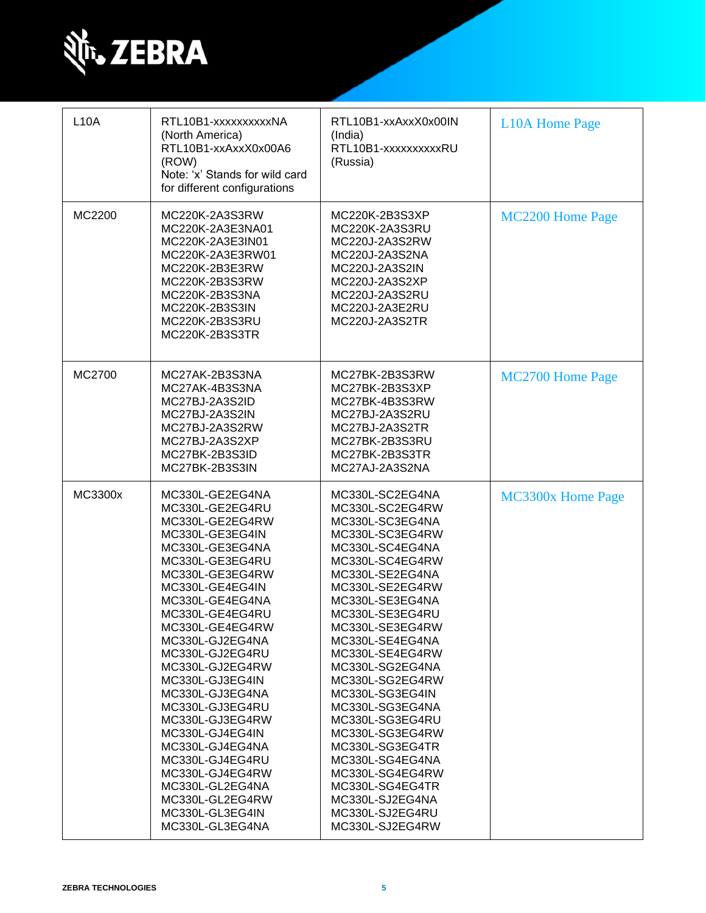| | | | |
|---|---|---|---|
| L10A | RTL10B1-xxxxxxxxxxNA (North America)<br>RTL10B1-xxAxxX0x00A6 (ROW)<br>Note: 'x' Stands for wild card for different configurations | RTL10B1-xxAxxX0x00IN (India)<br>RTL10B1-xxxxxxxxxxRU (Russia) | L10A Home Page |
| MC2200 | MC220K-2A3S3RW<br>MC220K-2A3E3NA01<br>MC220K-2A3E3IN01<br>MC220K-2A3E3RW01<br>MC220K-2B3E3RW<br>MC220K-2B3S3RW<br>MC220K-2B3S3NA<br>MC220K-2B3S3IN<br>MC220K-2B3S3RU<br>MC220K-2B3S3TR | MC220K-2B3S3XP<br>MC220K-2A3S3RU<br>MC220J-2A3S2RW<br>MC220J-2A3S2NA<br>MC220J-2A3S2IN<br>MC220J-2A3S2XP<br>MC220J-2A3S2RU<br>MC220J-2A3E2RU<br>MC220J-2A3S2TR | MC2200 Home Page |
| MC2700 | MC27AK-2B3S3NA<br>MC27AK-4B3S3NA<br>MC27BJ-2A3S2ID<br>MC27BJ-2A3S2IN<br>MC27BJ-2A3S2RW<br>MC27BJ-2A3S2XP<br>MC27BK-2B3S3ID<br>MC27BK-2B3S3IN | MC27BK-2B3S3RW<br>MC27BK-2B3S3XP<br>MC27BK-4B3S3RW<br>MC27BJ-2A3S2RU<br>MC27BJ-2A3S2TR<br>MC27BK-2B3S3RU<br>MC27BK-2B3S3TR<br>MC27AJ-2A3S2NA | MC2700 Home Page |
| MC3300x | MC330L-GE2EG4NA<br>MC330L-GE2EG4RU<br>MC330L-GE2EG4RW<br>MC330L-GE3EG4IN<br>MC330L-GE3EG4NA<br>MC330L-GE3EG4RU<br>MC330L-GE3EG4RW<br>MC330L-GE4EG4IN<br>MC330L-GE4EG4NA<br>MC330L-GE4EG4RU<br>MC330L-GE4EG4RW<br>MC330L-GJ2EG4NA<br>MC330L-GJ2EG4RU<br>MC330L-GJ2EG4RW<br>MC330L-GJ3EG4IN<br>MC330L-GJ3EG4NA<br>MC330L-GJ3EG4RU<br>MC330L-GJ3EG4RW<br>MC330L-GJ4EG4IN<br>MC330L-GJ4EG4NA<br>MC330L-GJ4EG4RU<br>MC330L-GJ4EG4RW<br>MC330L-GL2EG4NA<br>MC330L-GL2EG4RW<br>MC330L-GL3EG4IN<br>MC330L-GL3EG4NA | MC330L-SC2EG4NA<br>MC330L-SC2EG4RW<br>MC330L-SC3EG4NA<br>MC330L-SC3EG4RW<br>MC330L-SC4EG4NA<br>MC330L-SC4EG4RW<br>MC330L-SE2EG4NA<br>MC330L-SE2EG4RW<br>MC330L-SE3EG4NA<br>MC330L-SE3EG4RU<br>MC330L-SE3EG4RW<br>MC330L-SE4EG4NA<br>MC330L-SE4EG4RW<br>MC330L-SG2EG4NA<br>MC330L-SG2EG4RW<br>MC330L-SG3EG4IN<br>MC330L-SG3EG4NA<br>MC330L-SG3EG4RU<br>MC330L-SG3EG4RW<br>MC330L-SG3EG4TR<br>MC330L-SG4EG4NA<br>MC330L-SG4EG4RW<br>MC330L-SG4EG4TR<br>MC330L-SJ2EG4NA<br>MC330L-SJ2EG4RU<br>MC330L-SJ2EG4RW | MC3300x Home Page |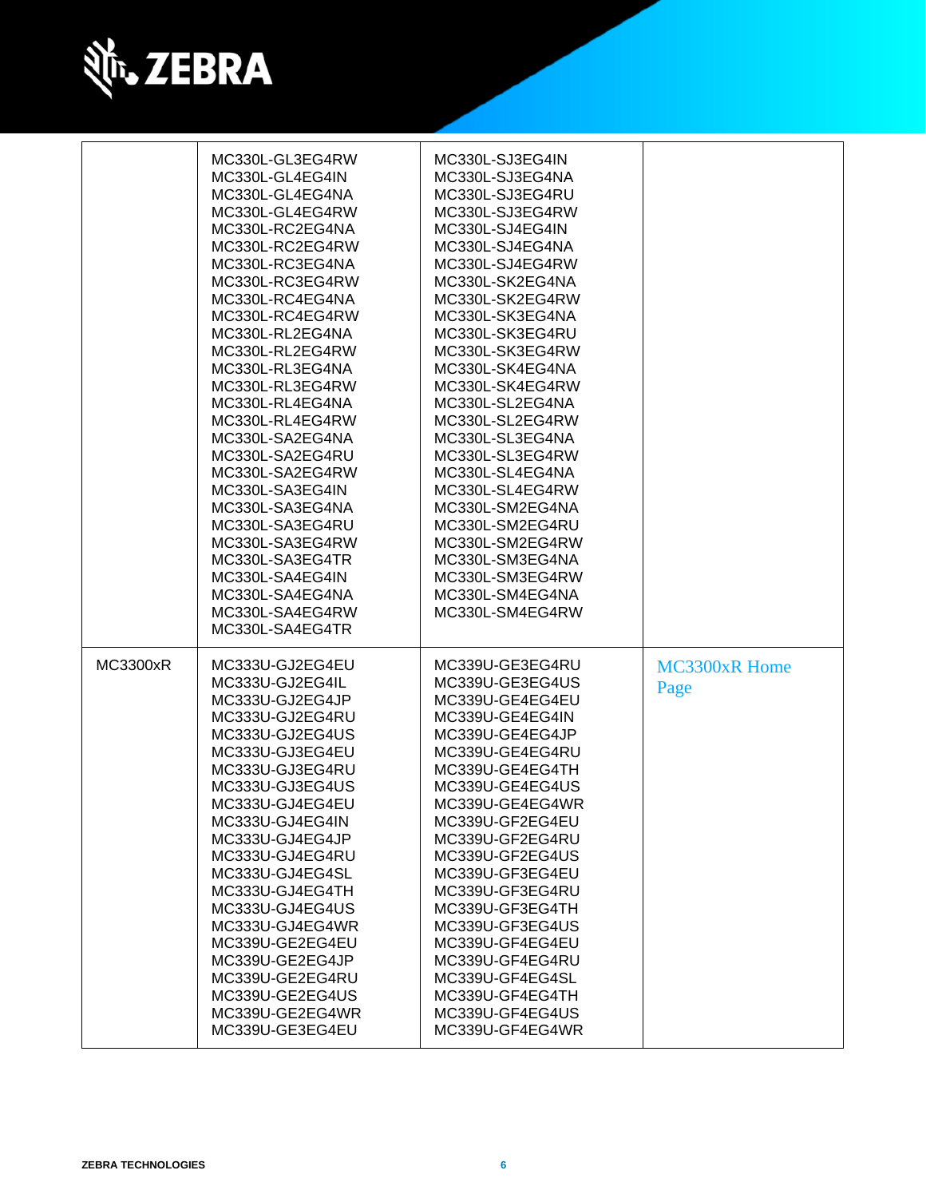| | | | |
|---|---|---|---|
| | MC330L-GL3EG4RW<br>MC330L-GL4EG4IN<br>MC330L-GL4EG4NA<br>MC330L-GL4EG4RW<br>MC330L-RC2EG4NA<br>MC330L-RC2EG4RW<br>MC330L-RC3EG4NA<br>MC330L-RC3EG4RW<br>MC330L-RC4EG4NA<br>MC330L-RC4EG4RW<br>MC330L-RL2EG4NA<br>MC330L-RL2EG4RW<br>MC330L-RL3EG4NA<br>MC330L-RL3EG4RW<br>MC330L-RL4EG4NA<br>MC330L-RL4EG4RW<br>MC330L-SA2EG4NA<br>MC330L-SA2EG4RU<br>MC330L-SA2EG4RW<br>MC330L-SA3EG4IN<br>MC330L-SA3EG4NA<br>MC330L-SA3EG4RU<br>MC330L-SA3EG4RW<br>MC330L-SA3EG4TR<br>MC330L-SA4EG4IN<br>MC330L-SA4EG4NA<br>MC330L-SA4EG4RW<br>MC330L-SA4EG4TR | MC330L-SJ3EG4IN<br>MC330L-SJ3EG4NA<br>MC330L-SJ3EG4RU<br>MC330L-SJ3EG4RW<br>MC330L-SJ4EG4IN<br>MC330L-SJ4EG4NA<br>MC330L-SJ4EG4RW<br>MC330L-SK2EG4NA<br>MC330L-SK2EG4RW<br>MC330L-SK3EG4NA<br>MC330L-SK3EG4RU<br>MC330L-SK3EG4RW<br>MC330L-SK4EG4NA<br>MC330L-SK4EG4RW<br>MC330L-SL2EG4NA<br>MC330L-SL2EG4RW<br>MC330L-SL3EG4NA<br>MC330L-SL3EG4RW<br>MC330L-SL4EG4NA<br>MC330L-SL4EG4RW<br>MC330L-SM2EG4NA<br>MC330L-SM2EG4RU<br>MC330L-SM2EG4RW<br>MC330L-SM3EG4NA<br>MC330L-SM3EG4RW<br>MC330L-SM4EG4NA<br>MC330L-SM4EG4RW | |
| MC3300xR | MC333U-GJ2EG4EU<br>MC333U-GJ2EG4IL<br>MC333U-GJ2EG4JP<br>MC333U-GJ2EG4RU<br>MC333U-GJ2EG4US<br>MC333U-GJ3EG4EU<br>MC333U-GJ3EG4RU<br>MC333U-GJ3EG4US<br>MC333U-GJ4EG4EU<br>MC333U-GJ4EG4IN<br>MC333U-GJ4EG4JP<br>MC333U-GJ4EG4RU<br>MC333U-GJ4EG4SL<br>MC333U-GJ4EG4TH<br>MC333U-GJ4EG4US<br>MC333U-GJ4EG4WR<br>MC339U-GE2EG4EU<br>MC339U-GE2EG4JP<br>MC339U-GE2EG4RU<br>MC339U-GE2EG4US<br>MC339U-GE2EG4WR<br>MC339U-GE3EG4EU | MC339U-GE3EG4RU<br>MC339U-GE3EG4US<br>MC339U-GE4EG4EU<br>MC339U-GE4EG4IN<br>MC339U-GE4EG4JP<br>MC339U-GE4EG4RU<br>MC339U-GE4EG4TH<br>MC339U-GE4EG4US<br>MC339U-GE4EG4WR<br>MC339U-GF2EG4EU<br>MC339U-GF2EG4RU<br>MC339U-GF2EG4US<br>MC339U-GF3EG4EU<br>MC339U-GF3EG4RU<br>MC339U-GF3EG4TH<br>MC339U-GF3EG4US<br>MC339U-GF4EG4EU<br>MC339U-GF4EG4RU<br>MC339U-GF4EG4SL<br>MC339U-GF4EG4TH<br>MC339U-GF4EG4US<br>MC339U-GF4EG4WR | MC3300xR Home Page |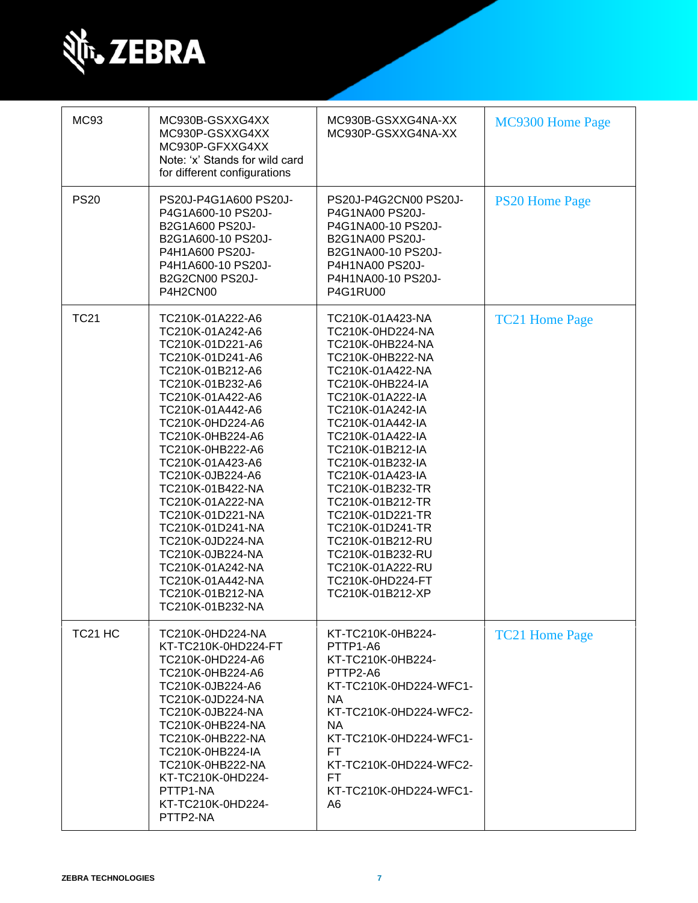| MC93 | MC930B-GSXXG4XX MC930P-GSXXG4XX MC930P-GFXXG4XX Note: 'x' Stands for wild card for different configurations | MC930B-GSXXG4NA-XX MC930P-GSXXG4NA-XX | MC9300 Home Page |
|---|---|---|---|
| PS20 | PS20J-P4G1A600 PS20J-P4G1A600-10 PS20J-B2G1A600 PS20J-B2G1A600-10 PS20J-P4H1A600 PS20J-P4H1A600-10 PS20J-B2G2CN00 PS20J-P4H2CN00 | PS20J-P4G2CN00 PS20J-P4G1NA00 PS20J-P4G1NA00-10 PS20J-B2G1NA00 PS20J-B2G1NA00-10 PS20J-P4H1NA00 PS20J-P4H1NA00-10 PS20J-P4G1RU00 | PS20 Home Page |
| TC21 | TC210K-01A222-A6 TC210K-01A242-A6 TC210K-01D221-A6 TC210K-01D241-A6 TC210K-01B212-A6 TC210K-01B232-A6 TC210K-01A422-A6 TC210K-01A442-A6 TC210K-0HD224-A6 TC210K-0HB224-A6 TC210K-0HB222-A6 TC210K-01A423-A6 TC210K-0JB224-A6 TC210K-01B422-NA TC210K-01A222-NA TC210K-01D221-NA TC210K-01D241-NA TC210K-0JD224-NA TC210K-0JB224-NA TC210K-01A242-NA TC210K-01A442-NA TC210K-01B212-NA TC210K-01B232-NA | TC210K-01A423-NA TC210K-0HD224-NA TC210K-0HB224-NA TC210K-0HB222-NA TC210K-01A422-NA TC210K-0HB224-IA TC210K-01A222-IA TC210K-01A242-IA TC210K-01A442-IA TC210K-01A422-IA TC210K-01B212-IA TC210K-01B232-IA TC210K-01A423-IA TC210K-01B232-TR TC210K-01B212-TR TC210K-01D221-TR TC210K-01D241-TR TC210K-01B212-RU TC210K-01B232-RU TC210K-01A222-RU TC210K-0HD224-FT TC210K-01B212-XP | TC21 Home Page |
| TC21 HC | TC210K-0HD224-NA KT-TC210K-0HD224-FT TC210K-0HD224-A6 TC210K-0HB224-A6 TC210K-0JB224-A6 TC210K-0JD224-NA TC210K-0JB224-NA TC210K-0HB224-NA TC210K-0HB222-NA TC210K-0HB224-IA TC210K-0HB222-NA KT-TC210K-0HD224-PTTP1-NA KT-TC210K-0HD224-PTTP2-NA | KT-TC210K-0HB224-PTTP1-A6 KT-TC210K-0HB224-PTTP2-A6 KT-TC210K-0HD224-WFC1-NA KT-TC210K-0HD224-WFC2-NA KT-TC210K-0HD224-WFC1-FT KT-TC210K-0HD224-WFC2-FT KT-TC210K-0HD224-WFC1-A6 | TC21 Home Page |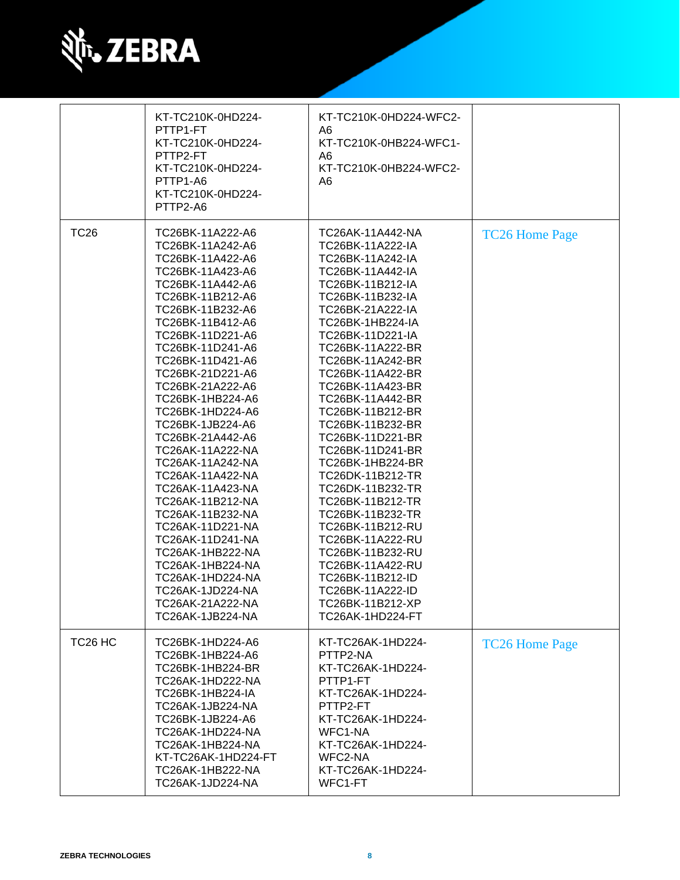| | | | |
|---|---|---|---|
| | KT-TC210K-0HD224-PTTP1-FT<br>KT-TC210K-0HD224-PTTP2-FT<br>KT-TC210K-0HD224-PTTP1-A6<br>KT-TC210K-0HD224-PTTP2-A6 | KT-TC210K-0HD224-WFC2-A6<br>KT-TC210K-0HB224-WFC1-A6<br>KT-TC210K-0HB224-WFC2-A6 | |
| TC26 | TC26BK-11A222-A6<br>TC26BK-11A242-A6<br>TC26BK-11A422-A6<br>TC26BK-11A423-A6<br>TC26BK-11A442-A6<br>TC26BK-11B212-A6<br>TC26BK-11B232-A6<br>TC26BK-11B412-A6<br>TC26BK-11D221-A6<br>TC26BK-11D241-A6<br>TC26BK-11D421-A6<br>TC26BK-21D221-A6<br>TC26BK-21A222-A6<br>TC26BK-1HB224-A6<br>TC26BK-1HD224-A6<br>TC26BK-1JB224-A6<br>TC26BK-21A442-A6<br>TC26AK-11A222-NA<br>TC26AK-11A242-NA<br>TC26AK-11A422-NA<br>TC26AK-11A423-NA<br>TC26AK-11B212-NA<br>TC26AK-11B232-NA<br>TC26AK-11D221-NA<br>TC26AK-11D241-NA<br>TC26AK-1HB222-NA<br>TC26AK-1HB224-NA<br>TC26AK-1HD224-NA<br>TC26AK-1JD224-NA<br>TC26AK-21A222-NA<br>TC26AK-1JB224-NA | TC26AK-11A442-NA<br>TC26BK-11A222-IA<br>TC26BK-11A242-IA<br>TC26BK-11A442-IA<br>TC26BK-11B212-IA<br>TC26BK-11B232-IA<br>TC26BK-21A222-IA<br>TC26BK-1HB224-IA<br>TC26BK-11D221-IA<br>TC26BK-11A222-BR<br>TC26BK-11A242-BR<br>TC26BK-11A422-BR<br>TC26BK-11A423-BR<br>TC26BK-11A442-BR<br>TC26BK-11B212-BR<br>TC26BK-11B232-BR<br>TC26BK-11D221-BR<br>TC26BK-11D241-BR<br>TC26BK-1HB224-BR<br>TC26DK-11B212-TR<br>TC26DK-11B232-TR<br>TC26BK-11B212-TR<br>TC26BK-11B232-TR<br>TC26BK-11B212-RU<br>TC26BK-11A222-RU<br>TC26BK-11B232-RU<br>TC26BK-11A422-RU<br>TC26BK-11B212-ID<br>TC26BK-11A222-ID<br>TC26BK-11B212-XP<br>TC26AK-1HD224-FT | TC26 Home Page |
| TC26 HC | TC26BK-1HD224-A6<br>TC26BK-1HB224-A6<br>TC26BK-1HB224-BR<br>TC26AK-1HD222-NA<br>TC26BK-1HB224-IA<br>TC26AK-1JB224-NA<br>TC26BK-1JB224-A6<br>TC26AK-1HD224-NA<br>TC26AK-1HB224-NA<br>KT-TC26AK-1HD224-FT<br>TC26AK-1HB222-NA<br>TC26AK-1JD224-NA | KT-TC26AK-1HD224-PTTP2-NA<br>KT-TC26AK-1HD224-PTTP1-FT<br>KT-TC26AK-1HD224-PTTP2-FT<br>KT-TC26AK-1HD224-WFC1-NA<br>KT-TC26AK-1HD224-WFC2-NA<br>KT-TC26AK-1HD224-WFC1-FT | TC26 Home Page |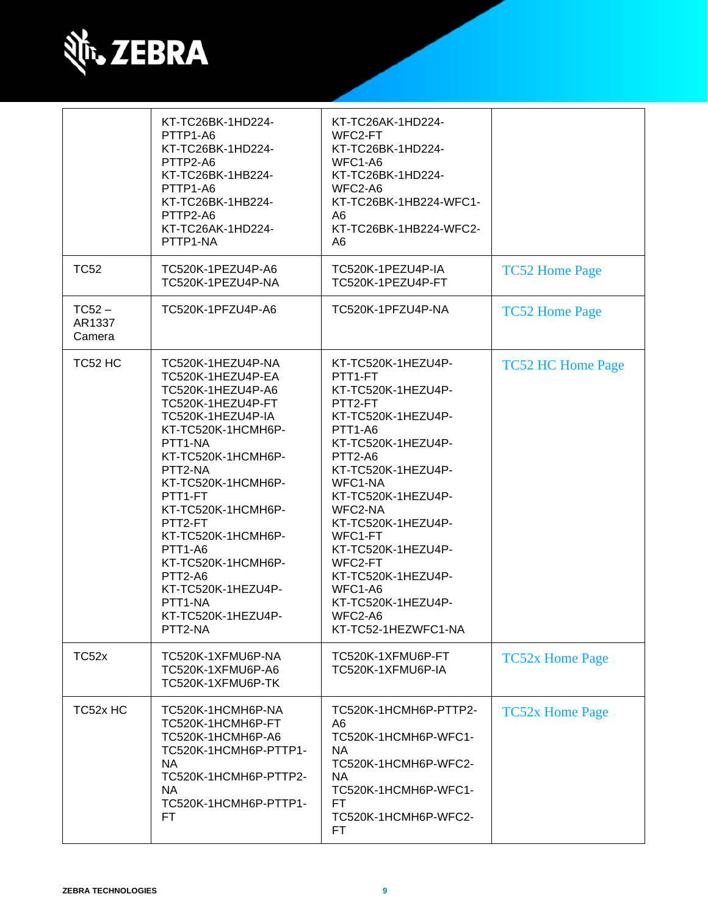| | | | |
|---|---|---|---|
| | KT-TC26BK-1HD224-PTTP1-A6<br>KT-TC26BK-1HD224-PTTP2-A6<br>KT-TC26BK-1HB224-PTTP1-A6<br>KT-TC26BK-1HB224-PTTP2-A6<br>KT-TC26AK-1HD224-PTTP1-NA | KT-TC26AK-1HD224-WFC2-FT<br>KT-TC26BK-1HD224-WFC1-A6<br>KT-TC26BK-1HD224-WFC2-A6<br>KT-TC26BK-1HB224-WFC1-A6<br>KT-TC26BK-1HB224-WFC2-A6 | |
| TC52 | TC520K-1PEZU4P-A6<br>TC520K-1PEZU4P-NA | TC520K-1PEZU4P-IA<br>TC520K-1PEZU4P-FT | TC52 Home Page |
| TC52 – AR1337 Camera | TC520K-1PFZU4P-A6 | TC520K-1PFZU4P-NA | TC52 Home Page |
| TC52 HC | TC520K-1HEZU4P-NA<br>TC520K-1HEZU4P-EA<br>TC520K-1HEZU4P-A6<br>TC520K-1HEZU4P-FT<br>TC520K-1HEZU4P-IA<br>KT-TC520K-1HCMH6P-PTT1-NA<br>KT-TC520K-1HCMH6P-PTT2-NA<br>KT-TC520K-1HCMH6P-PTT1-FT<br>KT-TC520K-1HCMH6P-PTT2-FT<br>KT-TC520K-1HCMH6P-PTT1-A6<br>KT-TC520K-1HCMH6P-PTT2-A6<br>KT-TC520K-1HEZU4P-PTT1-NA<br>KT-TC520K-1HEZU4P-PTT2-NA | KT-TC520K-1HEZU4P-PTT1-FT<br>KT-TC520K-1HEZU4P-PTT2-FT<br>KT-TC520K-1HEZU4P-PTT1-A6<br>KT-TC520K-1HEZU4P-PTT2-A6<br>KT-TC520K-1HEZU4P-WFC1-NA<br>KT-TC520K-1HEZU4P-WFC2-NA<br>KT-TC520K-1HEZU4P-WFC1-FT<br>KT-TC520K-1HEZU4P-WFC2-FT<br>KT-TC520K-1HEZU4P-WFC1-A6<br>KT-TC520K-1HEZU4P-WFC2-A6<br>KT-TC52-1HEZWFC1-NA | TC52 HC Home Page |
| TC52x | TC520K-1XFMU6P-NA<br>TC520K-1XFMU6P-A6<br>TC520K-1XFMU6P-TK | TC520K-1XFMU6P-FT<br>TC520K-1XFMU6P-IA | TC52x Home Page |
| TC52x HC | TC520K-1HCMH6P-NA<br>TC520K-1HCMH6P-FT<br>TC520K-1HCMH6P-A6<br>TC520K-1HCMH6P-PTTP1-NA<br>TC520K-1HCMH6P-PTTP2-NA<br>TC520K-1HCMH6P-PTTP1-FT | TC520K-1HCMH6P-PTTP2-A6<br>TC520K-1HCMH6P-WFC1-NA<br>TC520K-1HCMH6P-WFC2-NA<br>TC520K-1HCMH6P-WFC1-FT<br>TC520K-1HCMH6P-WFC2-FT | TC52x Home Page |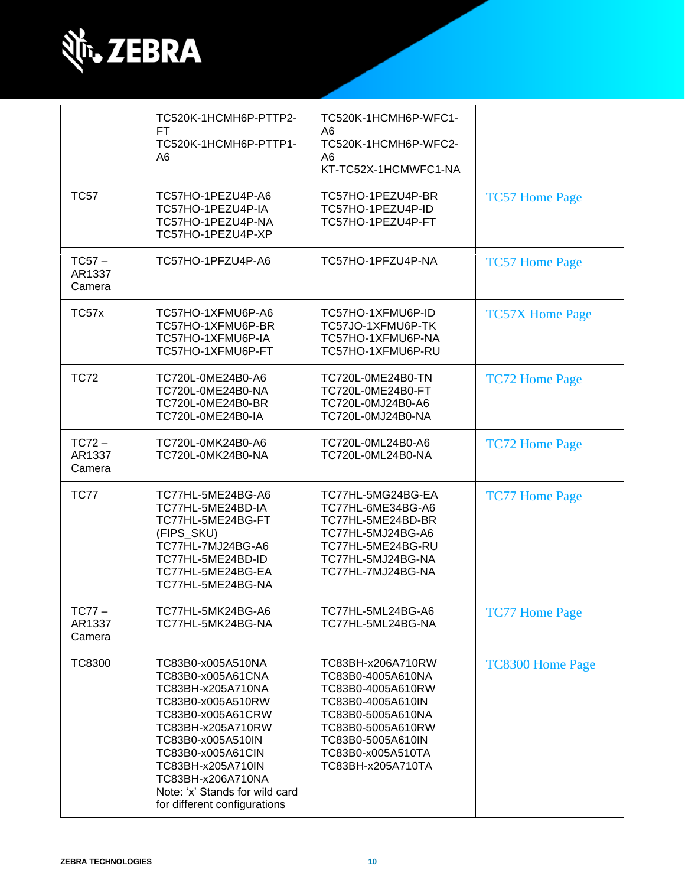| | | | |
|---|---|---|---|
| | TC520K-1HCMH6P-PTTP2-FT<br>TC520K-1HCMH6P-PTTP1-A6 | TC520K-1HCMH6P-WFC1-A6<br>TC520K-1HCMH6P-WFC2-A6<br>KT-TC52X-1HCMWFC1-NA | |
| TC57 | TC57HO-1PEZU4P-A6<br>TC57HO-1PEZU4P-IA<br>TC57HO-1PEZU4P-NA<br>TC57HO-1PEZU4P-XP | TC57HO-1PEZU4P-BR<br>TC57HO-1PEZU4P-ID<br>TC57HO-1PEZU4P-FT | TC57 Home Page |
| TC57 – AR1337 Camera | TC57HO-1PFZU4P-A6 | TC57HO-1PFZU4P-NA | TC57 Home Page |
| TC57x | TC57HO-1XFMU6P-A6<br>TC57HO-1XFMU6P-BR<br>TC57HO-1XFMU6P-IA<br>TC57HO-1XFMU6P-FT | TC57HO-1XFMU6P-ID<br>TC57JO-1XFMU6P-TK<br>TC57HO-1XFMU6P-NA<br>TC57HO-1XFMU6P-RU | TC57X Home Page |
| TC72 | TC720L-0ME24B0-A6<br>TC720L-0ME24B0-NA<br>TC720L-0ME24B0-BR<br>TC720L-0ME24B0-IA | TC720L-0ME24B0-TN<br>TC720L-0ME24B0-FT<br>TC720L-0MJ24B0-A6<br>TC720L-0MJ24B0-NA | TC72 Home Page |
| TC72 – AR1337 Camera | TC720L-0MK24B0-A6<br>TC720L-0MK24B0-NA | TC720L-0ML24B0-A6<br>TC720L-0ML24B0-NA | TC72 Home Page |
| TC77 | TC77HL-5ME24BG-A6<br>TC77HL-5ME24BD-IA<br>TC77HL-5ME24BG-FT (FIPS_SKU)<br>TC77HL-7MJ24BG-A6<br>TC77HL-5ME24BD-ID<br>TC77HL-5ME24BG-EA<br>TC77HL-5ME24BG-NA | TC77HL-5MG24BG-EA<br>TC77HL-6ME34BG-A6<br>TC77HL-5ME24BD-BR<br>TC77HL-5MJ24BG-A6<br>TC77HL-5ME24BG-RU<br>TC77HL-5MJ24BG-NA<br>TC77HL-7MJ24BG-NA | TC77 Home Page |
| TC77 – AR1337 Camera | TC77HL-5MK24BG-A6<br>TC77HL-5MK24BG-NA | TC77HL-5ML24BG-A6<br>TC77HL-5ML24BG-NA | TC77 Home Page |
| TC8300 | TC83B0-x005A510NA<br>TC83B0-x005A61CNA<br>TC83BH-x205A710NA<br>TC83B0-x005A510RW<br>TC83B0-x005A61CRW<br>TC83BH-x205A710RW<br>TC83B0-x005A510IN<br>TC83B0-x005A61CIN<br>TC83BH-x205A710IN<br>TC83BH-x206A710NA<br>Note: 'x' Stands for wild card for different configurations | TC83BH-x206A710RW<br>TC83B0-4005A610NA<br>TC83B0-4005A610RW<br>TC83B0-4005A610IN<br>TC83B0-5005A610NA<br>TC83B0-5005A610RW<br>TC83B0-5005A610IN<br>TC83B0-x005A510TA<br>TC83BH-x205A710TA | TC8300 Home Page |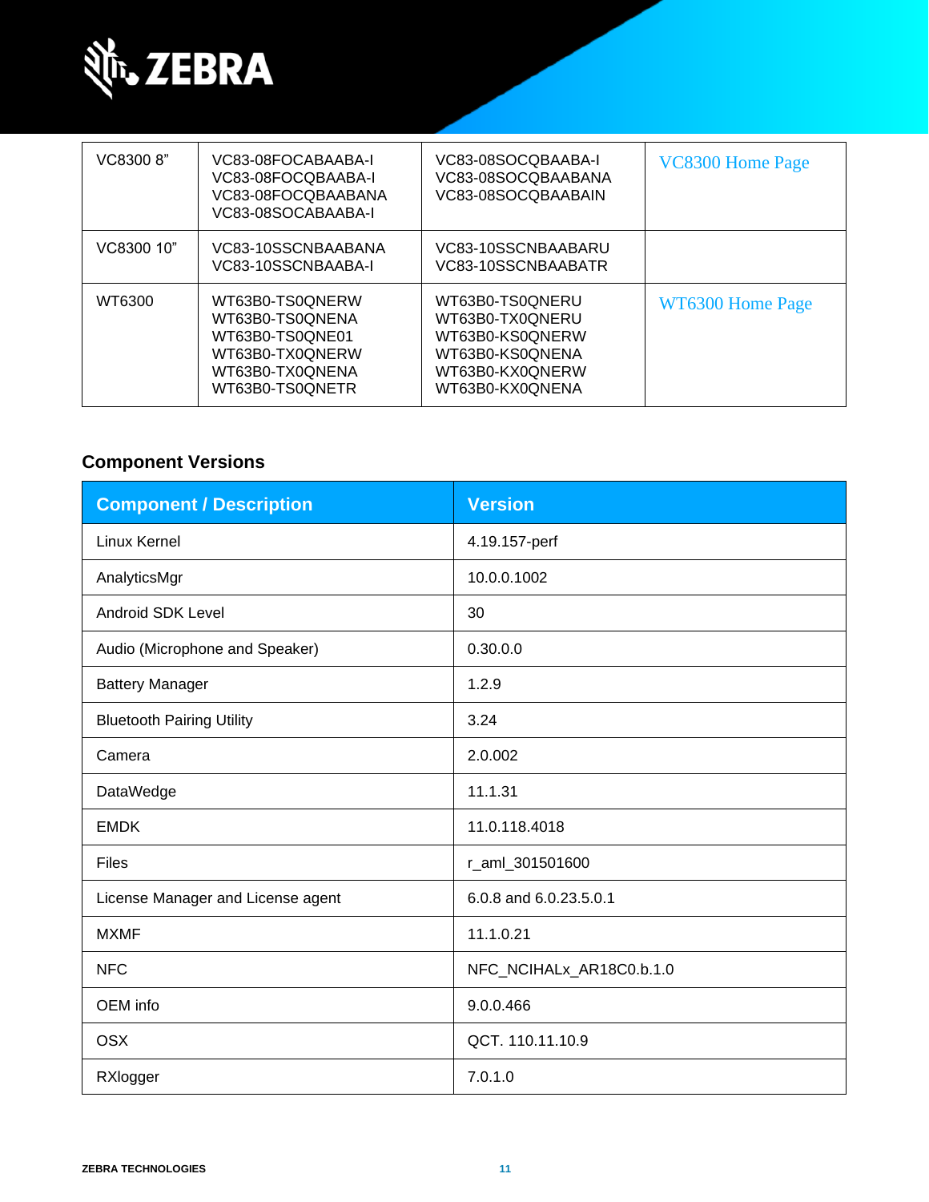| VC8300 8” | VC83-08FOCABAABA-I<br>VC83-08FOCQBAABA-I<br>VC83-08FOCQBAABANA<br>VC83-08SOCABAABA-I | VC83-08SOCQBAABA-I<br>VC83-08SOCQBAABANA<br>VC83-08SOCQBAABAIN | VC8300 Home Page |
|---|---|---|---|
| VC8300 10” | VC83-10SSCNBAABANA<br>VC83-10SSCNBAABA-I | VC83-10SSCNBAABARU<br>VC83-10SSCNBAABATR | |
| WT6300 | WT63B0-TS0QNERW<br>WT63B0-TS0QNENA<br>WT63B0-TS0QNE01<br>WT63B0-TX0QNERW<br>WT63B0-TX0QNENA<br>WT63B0-TS0QNETR | WT63B0-TS0QNERU<br>WT63B0-TX0QNERU<br>WT63B0-KS0QNERW<br>WT63B0-KS0QNENA<br>WT63B0-KX0QNERW<br>WT63B0-KX0QNENA | WT6300 Home Page |

## Component Versions

| Component / Description | Version |
|---|---|
| Linux Kernel | 4.19.157-perf |
| AnalyticsMgr | 10.0.0.1002 |
| Android SDK Level | 30 |
| Audio (Microphone and Speaker) | 0.30.0.0 |
| Battery Manager | 1.2.9 |
| Bluetooth Pairing Utility | 3.24 |
| Camera | 2.0.002 |
| DataWedge | 11.1.31 |
| EMDK | 11.0.118.4018 |
| Files | r_aml_301501600 |
| License Manager and License agent | 6.0.8 and 6.0.23.5.0.1 |
| MXMF | 11.1.0.21 |
| NFC | NFC_NCIHALx_AR18C0.b.1.0 |
| OEM info | 9.0.0.466 |
| OSX | QCT. 110.11.10.9 |
| RXlogger | 7.0.1.0 |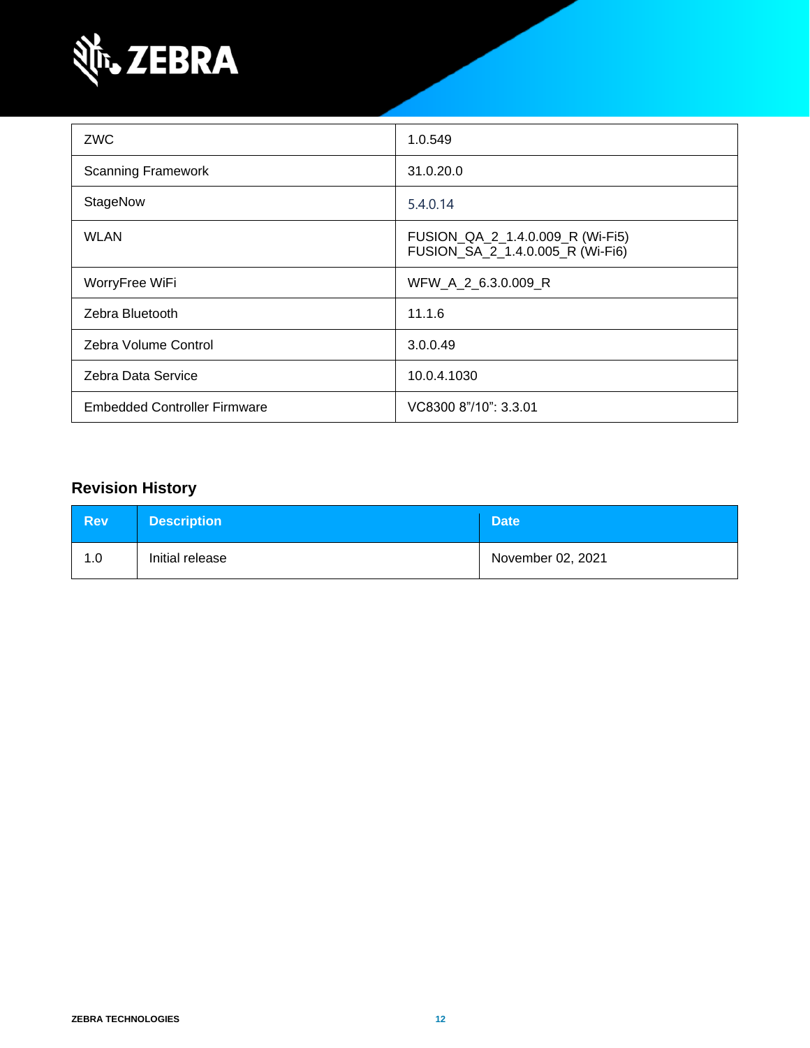| | |
|---|---|
| ZWC | 1.0.549 |
| Scanning Framework | 31.0.20.0 |
| StageNow | 5.4.0.14 |
| WLAN | FUSION_QA_2_1.4.0.009_R (Wi-Fi5)<br>FUSION_SA_2_1.4.0.005_R (Wi-Fi6) |
| WorryFree WiFi | WFW_A_2_6.3.0.009_R |
| Zebra Bluetooth | 11.1.6 |
| Zebra Volume Control | 3.0.0.49 |
| Zebra Data Service | 10.0.4.1030 |
| Embedded Controller Firmware | VC8300 8"/10": 3.3.01 |

## Revision History

| Rev | Description | Date |
|---|---|---|
| 1.0 | Initial release | November 02, 2021 |